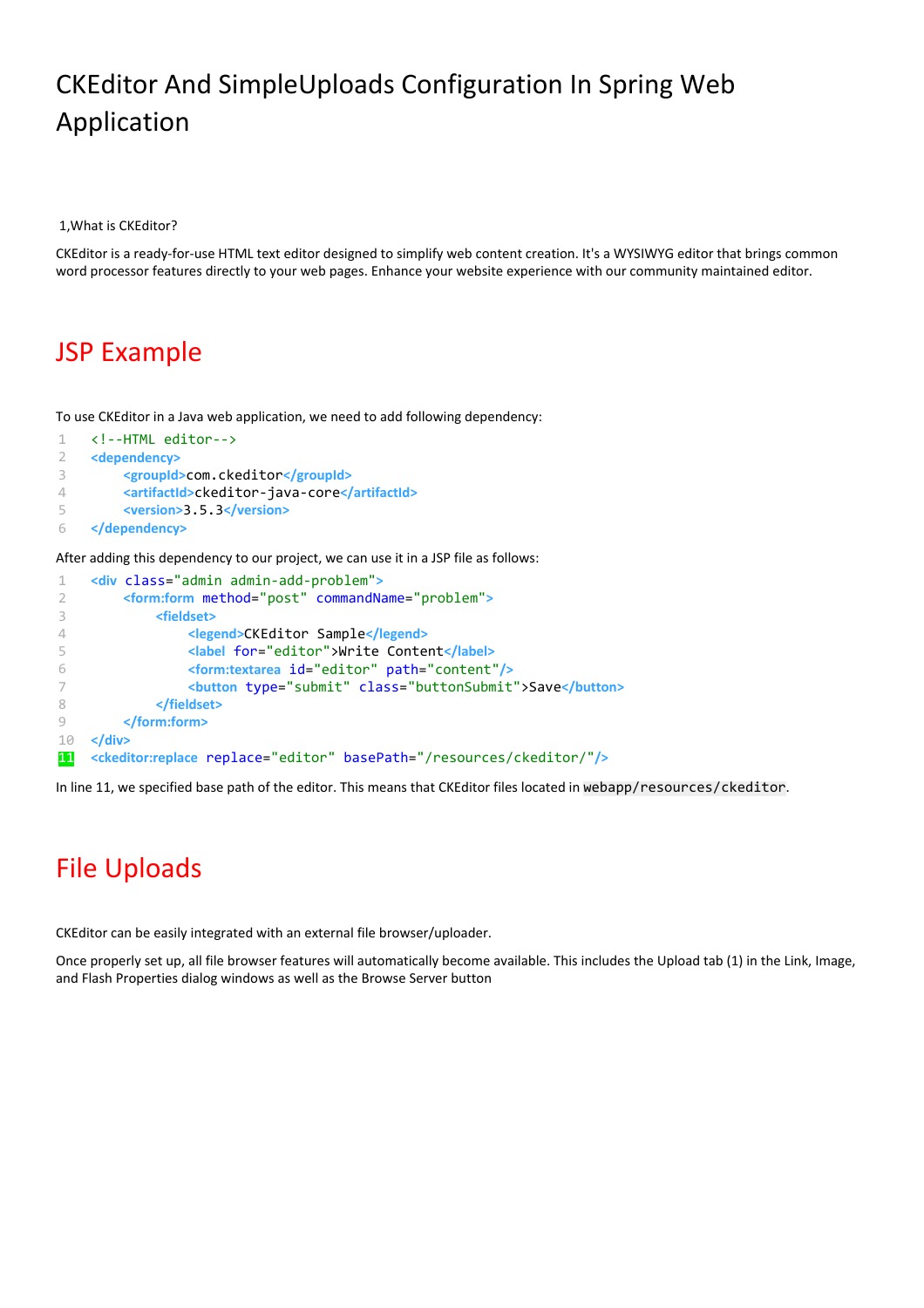# CKEditor And SimpleUploads Configuration In Spring Web Application

1,What is CKEditor?

CKEditor is a ready-for-use HTML text editor designed to simplify web content creation. It's a WYSIWYG editor that brings common word processor features directly to your web pages. Enhance your website experience with our community maintained editor.

## JSP Example

To use CKEditor in a Java web application, we need to add following dependency:

```
<!--HTML editor-->
<dependency>
    <groupId>com.ckeditor</groupId>
    <artifactId>ckeditor-java-core</artifactId>
    <version>3.5.3</version>
</dependency>
```

After adding this dependency to our project, we can use it in a JSP file as follows:

```
<div class="admin admin-add-problem">
    <form:form method="post" commandName="problem">
        <fieldset>
            <legend>CKEditor Sample</legend>
            <label for="editor">Write Content</label>
            <form:textarea id="editor" path="content"/>
            <button type="submit" class="buttonSubmit">Save</button>
        </fieldset>
    </form:form>
</div>
<ckeditor:replace replace="editor" basePath="/resources/ckeditor/"/>
```

In line 11, we specified base path of the editor. This means that CKEditor files located in `webapp/resources/ckeditor`.

## File Uploads

CKEditor can be easily integrated with an external file browser/uploader.

Once properly set up, all file browser features will automatically become available. This includes the Upload tab (1) in the Link, Image, and Flash Properties dialog windows as well as the Browse Server button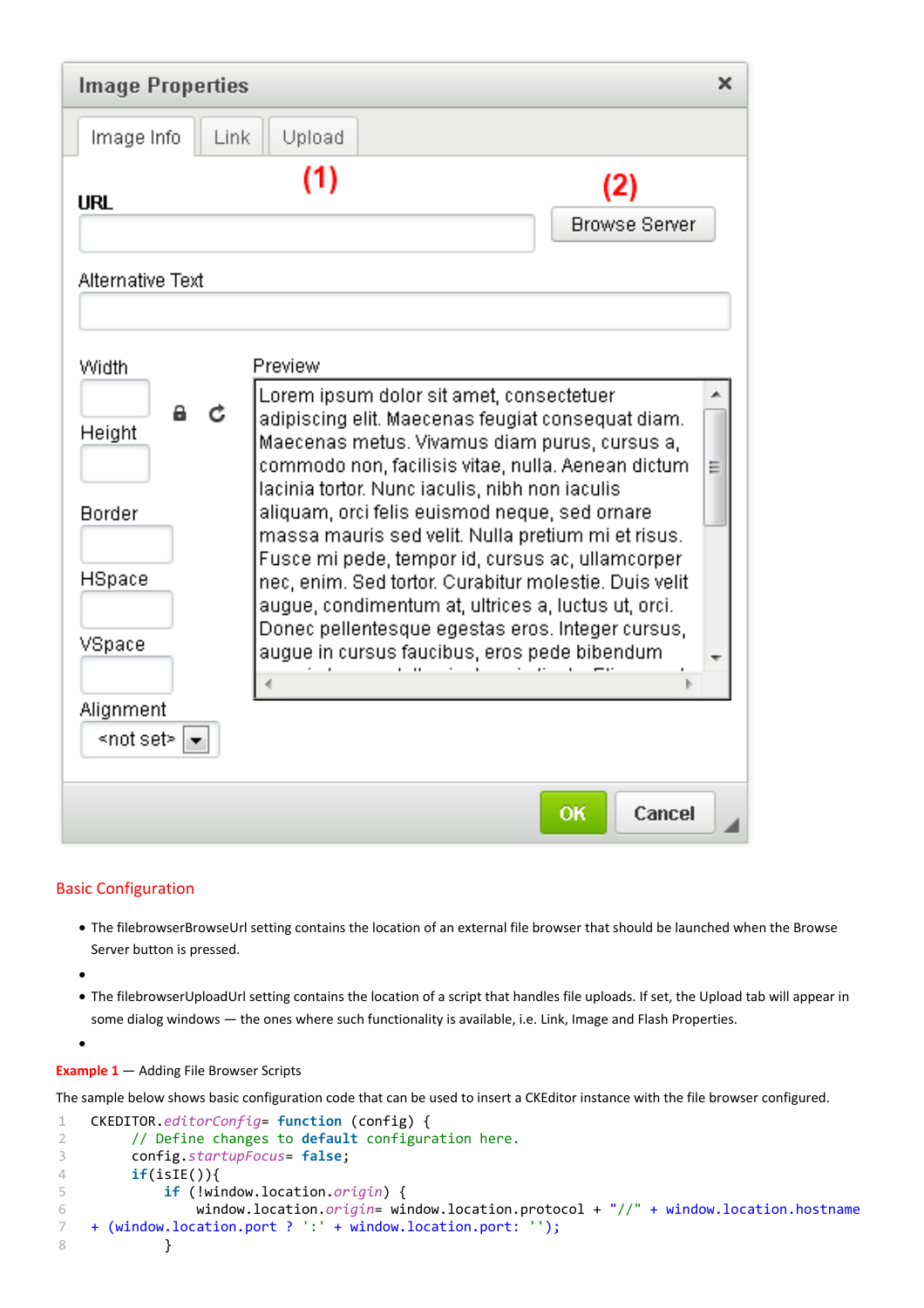## Basic Configuration

- The filebrowserBrowseUrl setting contains the location of an external file browser that should be launched when the Browse Server button is pressed.
- 
- The filebrowserUploadUrl setting contains the location of a script that handles file uploads. If set, the Upload tab will appear in some dialog windows — the ones where such functionality is available, i.e. Link, Image and Flash Properties.
- 

**Example 1** — Adding File Browser Scripts

The sample below shows basic configuration code that can be used to insert a CKEditor instance with the file browser configured.

```
CKEDITOR.editorConfig= function (config) {
     // Define changes to default configuration here.
     config.startupFocus= false;
     if(isIE()){
          if (!window.location.origin) {
               window.location.origin= window.location.protocol + "//" + window.location.hostname
+ (window.location.port ? ':' + window.location.port: '');
          }
```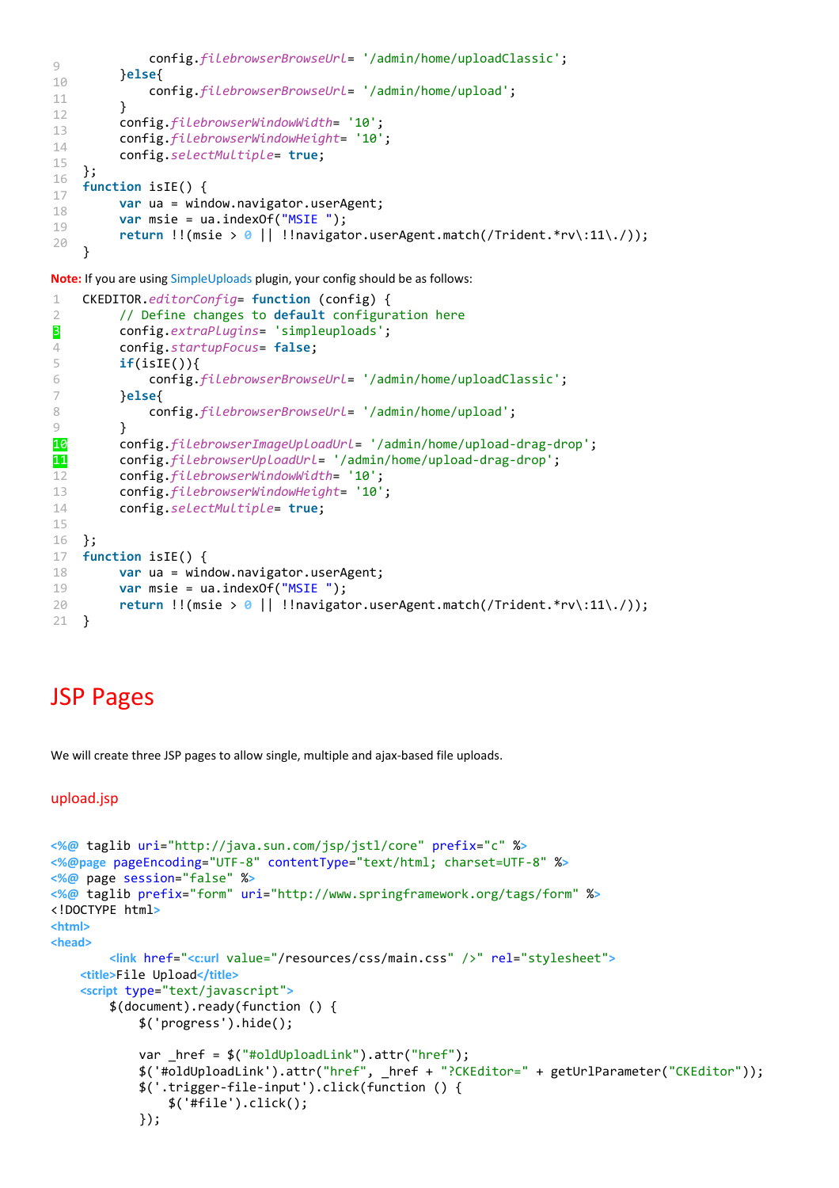```
            config.filebrowserBrowseUrl= '/admin/home/uploadClassic';
        }else{
            config.filebrowserBrowseUrl= '/admin/home/upload';
        }
        config.filebrowserWindowWidth= '10';
        config.filebrowserWindowHeight= '10';
        config.selectMultiple= true;
};
function isIE() {
      var ua = window.navigator.userAgent;
      var msie = ua.indexOf("MSIE ");
      return !!(msie > 0 || !!navigator.userAgent.match(/Trident.*rv\:11\./));
}
```

**Note:** If you are using SimpleUploads plugin, your config should be as follows:

```
CKEDITOR.editorConfig= function (config) {
      // Define changes to default configuration here
      config.extraPlugins= 'simpleuploads';
      config.startupFocus= false;
      if(isIE()){
          config.filebrowserBrowseUrl= '/admin/home/uploadClassic';
      }else{
          config.filebrowserBrowseUrl= '/admin/home/upload';
      }
      config.filebrowserImageUploadUrl= '/admin/home/upload-drag-drop';
      config.filebrowserUploadUrl= '/admin/home/upload-drag-drop';
      config.filebrowserWindowWidth= '10';
      config.filebrowserWindowHeight= '10';
      config.selectMultiple= true;

};
function isIE() {
      var ua = window.navigator.userAgent;
      var msie = ua.indexOf("MSIE ");
      return !!(msie > 0 || !!navigator.userAgent.match(/Trident.*rv\:11\./));
}
```

# JSP Pages

We will create three JSP pages to allow single, multiple and ajax-based file uploads.

## upload.jsp

```
<%@ taglib uri="http://java.sun.com/jsp/jstl/core" prefix="c" %>
<%@page pageEncoding="UTF-8" contentType="text/html; charset=UTF-8" %>
<%@ page session="false" %>
<%@ taglib prefix="form" uri="http://www.springframework.org/tags/form" %>
<!DOCTYPE html>
<html>
<head>
        <link href="<c:url value="/resources/css/main.css" />" rel="stylesheet">
    <title>File Upload</title>
    <script type="text/javascript">
        $(document).ready(function () {
            $('progress').hide();

            var _href = $("#oldUploadLink").attr("href");
            $('#oldUploadLink').attr("href", _href + "?CKEditor=" + getUrlParameter("CKEditor"));
            $('.trigger-file-input').click(function () {
                $('#file').click();
            });
```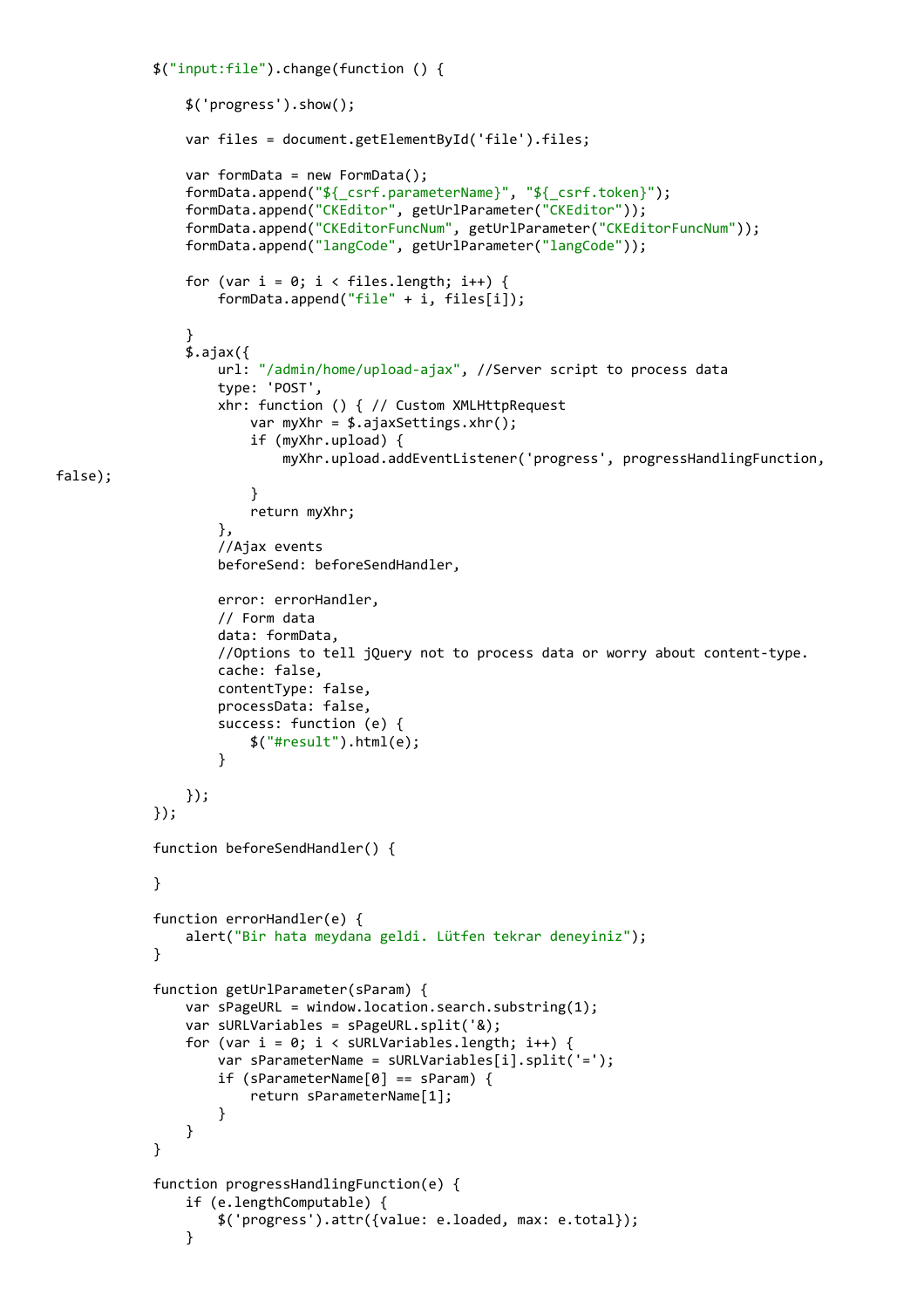```
            $("input:file").change(function () {

                $('progress').show();

                var files = document.getElementById('file').files;

                var formData = new FormData();
                formData.append("${_csrf.parameterName}", "${_csrf.token}");
                formData.append("CKEditor", getUrlParameter("CKEditor"));
                formData.append("CKEditorFuncNum", getUrlParameter("CKEditorFuncNum"));
                formData.append("langCode", getUrlParameter("langCode"));

                for (var i = 0; i < files.length; i++) {
                    formData.append("file" + i, files[i]);

                }
                $.ajax({
                    url: "/admin/home/upload-ajax", //Server script to process data
                    type: 'POST',
                    xhr: function () { // Custom XMLHttpRequest
                        var myXhr = $.ajaxSettings.xhr();
                        if (myXhr.upload) {
                            myXhr.upload.addEventListener('progress', progressHandlingFunction,
false);
                        }
                        return myXhr;
                    },
                    //Ajax events
                    beforeSend: beforeSendHandler,

                    error: errorHandler,
                    // Form data
                    data: formData,
                    //Options to tell jQuery not to process data or worry about content-type.
                    cache: false,
                    contentType: false,
                    processData: false,
                    success: function (e) {
                        $("#result").html(e);
                    }

                });
            });

            function beforeSendHandler() {

            }

            function errorHandler(e) {
                alert("Bir hata meydana geldi. Lütfen tekrar deneyiniz");
            }

            function getUrlParameter(sParam) {
                var sPageURL = window.location.search.substring(1);
                var sURLVariables = sPageURL.split('&');
                for (var i = 0; i < sURLVariables.length; i++) {
                    var sParameterName = sURLVariables[i].split('=');
                    if (sParameterName[0] == sParam) {
                        return sParameterName[1];
                    }
                }
            }

            function progressHandlingFunction(e) {
                if (e.lengthComputable) {
                    $('progress').attr({value: e.loaded, max: e.total});
                }
```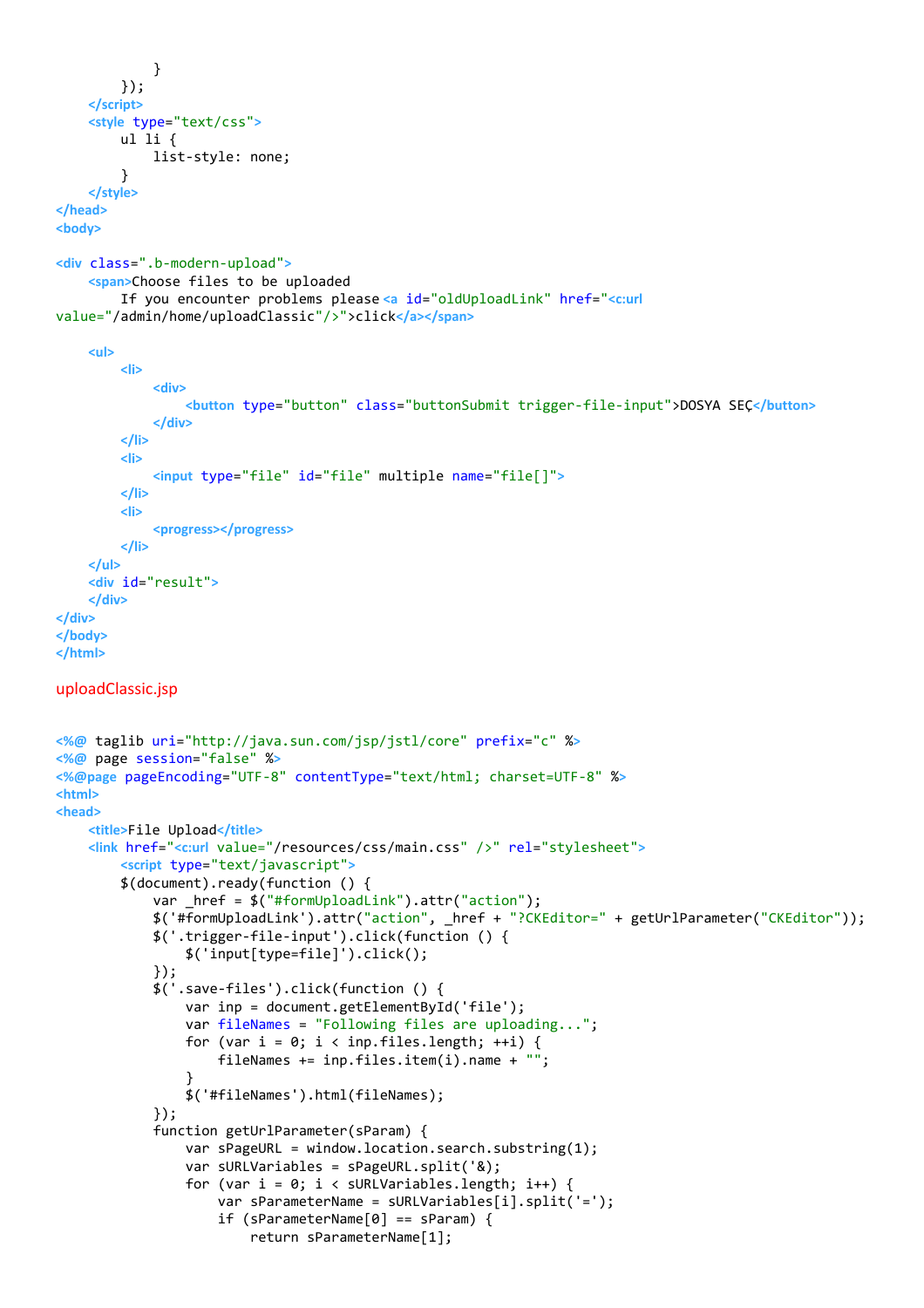```
            }
        });
    </script>
    <style type="text/css">
        ul li {
            list-style: none;
        }
    </style>
</head>
<body>

<div class=".b-modern-upload">
    <span>Choose files to be uploaded
        If you encounter problems please <a id="oldUploadLink" href="<c:url
value="/admin/home/uploadClassic"/>">click</a></span>

    <ul>
        <li>
            <div>
                <button type="button" class="buttonSubmit trigger-file-input">DOSYA SEÇ</button>
            </div>
        </li>
        <li>
            <input type="file" id="file" multiple name="file[]">
        </li>
        <li>
            <progress></progress>
        </li>
    </ul>
    <div id="result">
    </div>
</div>
</body>
</html>
```

uploadClassic.jsp

```
<%@ taglib uri="http://java.sun.com/jsp/jstl/core" prefix="c" %>
<%@ page session="false" %>
<%@page pageEncoding="UTF-8" contentType="text/html; charset=UTF-8" %>
<html>
<head>
    <title>File Upload</title>
    <link href="<c:url value="/resources/css/main.css" />" rel="stylesheet">
        <script type="text/javascript">
        $(document).ready(function () {
            var _href = $("#formUploadLink").attr("action");
            $('#formUploadLink').attr("action", _href + "?CKEditor=" + getUrlParameter("CKEditor"));
            $('.trigger-file-input').click(function () {
                $('input[type=file]').click();
            });
            $('.save-files').click(function () {
                var inp = document.getElementById('file');
                var fileNames = "Following files are uploading...";
                for (var i = 0; i < inp.files.length; ++i) {
                    fileNames += inp.files.item(i).name + "";
                }
                $('#fileNames').html(fileNames);
            });
            function getUrlParameter(sParam) {
                var sPageURL = window.location.search.substring(1);
                var sURLVariables = sPageURL.split('&');
                for (var i = 0; i < sURLVariables.length; i++) {
                    var sParameterName = sURLVariables[i].split('=');
                    if (sParameterName[0] == sParam) {
                        return sParameterName[1];
```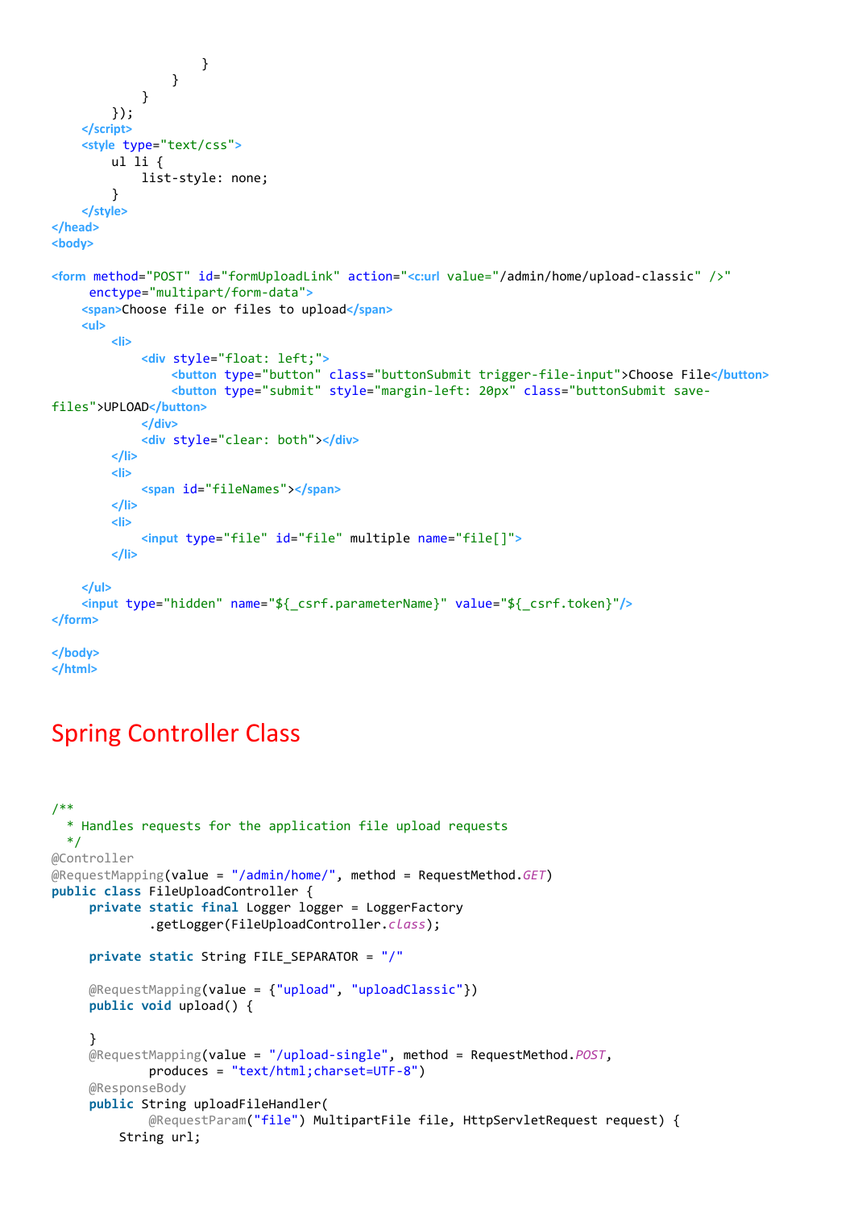```
                    }
                }
            }
        });
    </script>
    <style type="text/css">
        ul li {
            list-style: none;
        }
    </style>
</head>
<body>

<form method="POST" id="formUploadLink" action="<c:url value="/admin/home/upload-classic" />"
     enctype="multipart/form-data">
    <span>Choose file or files to upload</span>
    <ul>
        <li>
            <div style="float: left;">
                <button type="button" class="buttonSubmit trigger-file-input">Choose File</button>
                <button type="submit" style="margin-left: 20px" class="buttonSubmit save-
files">UPLOAD</button>
            </div>
            <div style="clear: both"></div>
        </li>
        <li>
            <span id="fileNames"></span>
        </li>
        <li>
            <input type="file" id="file" multiple name="file[]">
        </li>

    </ul>
    <input type="hidden" name="${_csrf.parameterName}" value="${_csrf.token}"/>
</form>

</body>
</html>
```

# Spring Controller Class

```
/**
  * Handles requests for the application file upload requests
  */
@Controller
@RequestMapping(value = "/admin/home/", method = RequestMethod.GET)
public class FileUploadController {
     private static final Logger logger = LoggerFactory
             .getLogger(FileUploadController.class);

     private static String FILE_SEPARATOR = "/"

     @RequestMapping(value = {"upload", "uploadClassic"})
     public void upload() {

     }
     @RequestMapping(value = "/upload-single", method = RequestMethod.POST,
             produces = "text/html;charset=UTF-8")
     @ResponseBody
     public String uploadFileHandler(
             @RequestParam("file") MultipartFile file, HttpServletRequest request) {
         String url;
```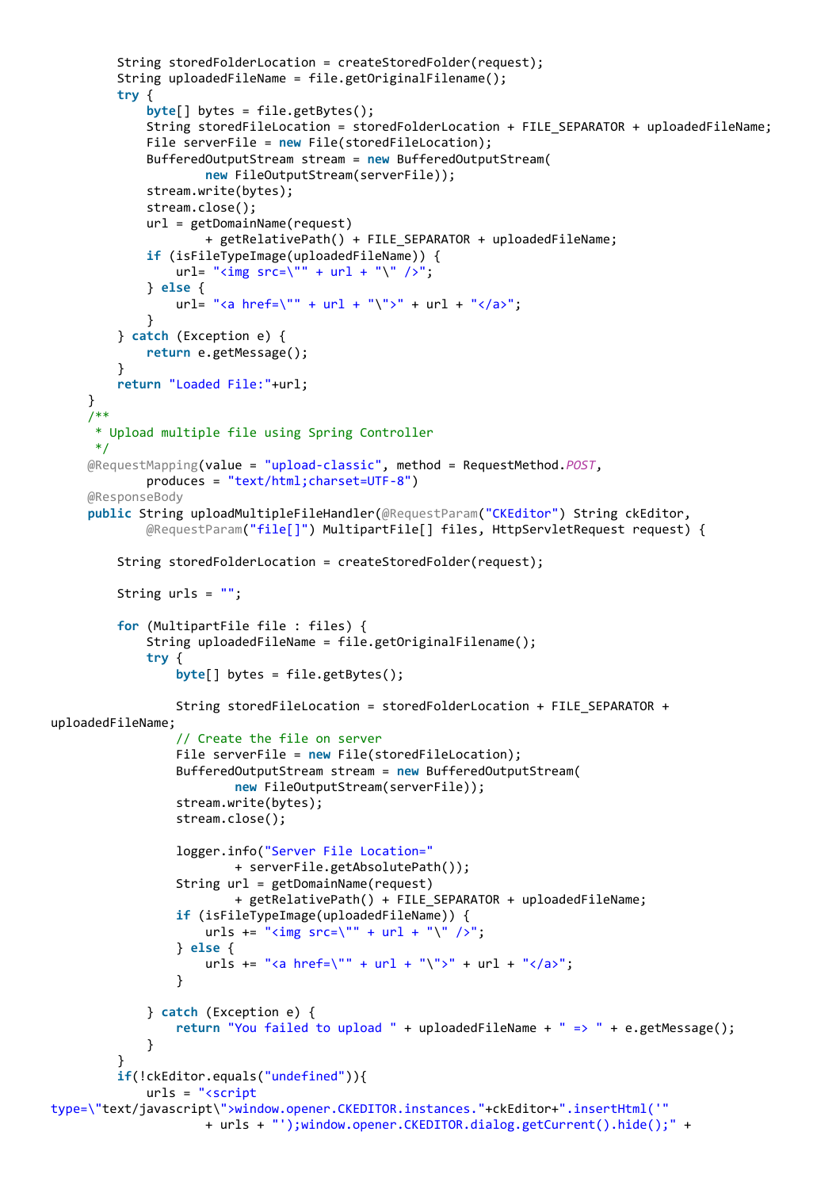```java
        String storedFolderLocation = createStoredFolder(request);
        String uploadedFileName = file.getOriginalFilename();
        try {
            byte[] bytes = file.getBytes();
            String storedFileLocation = storedFolderLocation + FILE_SEPARATOR + uploadedFileName;
            File serverFile = new File(storedFileLocation);
            BufferedOutputStream stream = new BufferedOutputStream(
                    new FileOutputStream(serverFile));
            stream.write(bytes);
            stream.close();
            url = getDomainName(request)
                    + getRelativePath() + FILE_SEPARATOR + uploadedFileName;
            if (isFileTypeImage(uploadedFileName)) {
                url= "<img src=\"" + url + "\" />";
            } else {
                url= "<a href=\"" + url + "\">" + url + "</a>";
            }
        } catch (Exception e) {
            return e.getMessage();
        }
        return "Loaded File:"+url;
    }
    /**
     * Upload multiple file using Spring Controller
     */
    @RequestMapping(value = "upload-classic", method = RequestMethod.POST,
            produces = "text/html;charset=UTF-8")
    @ResponseBody
    public String uploadMultipleFileHandler(@RequestParam("CKEditor") String ckEditor,
            @RequestParam("file[]") MultipartFile[] files, HttpServletRequest request) {

        String storedFolderLocation = createStoredFolder(request);

        String urls = "";

        for (MultipartFile file : files) {
            String uploadedFileName = file.getOriginalFilename();
            try {
                byte[] bytes = file.getBytes();

                String storedFileLocation = storedFolderLocation + FILE_SEPARATOR +
uploadedFileName;
                // Create the file on server
                File serverFile = new File(storedFileLocation);
                BufferedOutputStream stream = new BufferedOutputStream(
                        new FileOutputStream(serverFile));
                stream.write(bytes);
                stream.close();

                logger.info("Server File Location="
                        + serverFile.getAbsolutePath());
                String url = getDomainName(request)
                        + getRelativePath() + FILE_SEPARATOR + uploadedFileName;
                if (isFileTypeImage(uploadedFileName)) {
                    urls += "<img src=\"" + url + "\" />";
                } else {
                    urls += "<a href=\"" + url + "\">" + url + "</a>";
                }

            } catch (Exception e) {
                return "You failed to upload " + uploadedFileName + " => " + e.getMessage();
            }
        }
        if(!ckEditor.equals("undefined")){
            urls = "<script
type=\"text/javascript\">window.opener.CKEDITOR.instances."+ckEditor+".insertHtml('"
                    + urls + "');window.opener.CKEDITOR.dialog.getCurrent().hide();" +
```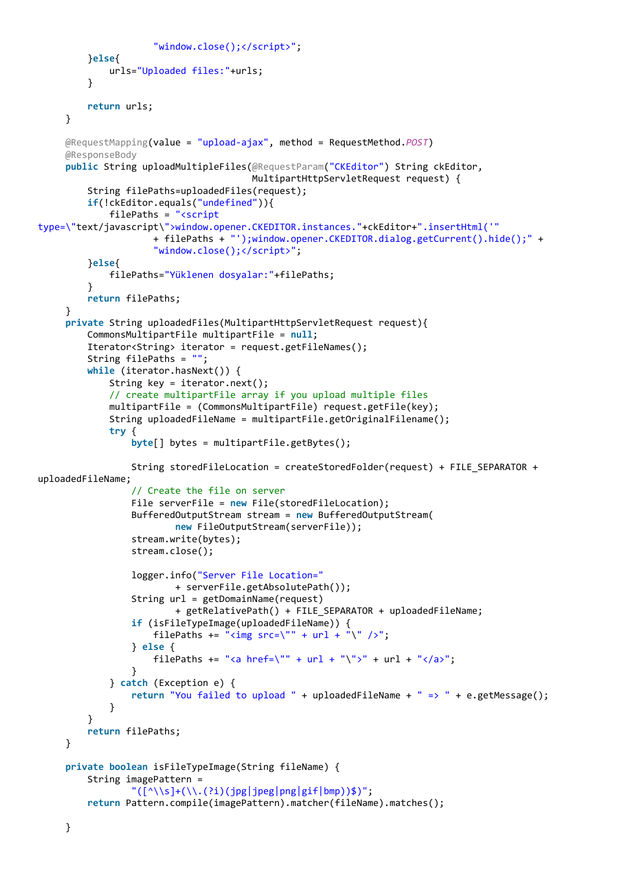```java
                    "window.close();</script>";
        }else{
            urls="Uploaded files:"+urls;
        }

        return urls;
    }

    @RequestMapping(value = "upload-ajax", method = RequestMethod.POST)
    @ResponseBody
    public String uploadMultipleFiles(@RequestParam("CKEditor") String ckEditor,
                                     MultipartHttpServletRequest request) {
        String filePaths=uploadedFiles(request);
        if(!ckEditor.equals("undefined")){
            filePaths = "<script
type=\"text/javascript\">window.opener.CKEDITOR.instances."+ckEditor+".insertHtml('"
                    + filePaths + "');window.opener.CKEDITOR.dialog.getCurrent().hide();" +
                    "window.close();</script>";
        }else{
            filePaths="Yüklenen dosyalar:"+filePaths;
        }
        return filePaths;
    }
    private String uploadedFiles(MultipartHttpServletRequest request){
        CommonsMultipartFile multipartFile = null;
        Iterator<String> iterator = request.getFileNames();
        String filePaths = "";
        while (iterator.hasNext()) {
            String key = iterator.next();
            // create multipartFile array if you upload multiple files
            multipartFile = (CommonsMultipartFile) request.getFile(key);
            String uploadedFileName = multipartFile.getOriginalFilename();
            try {
                byte[] bytes = multipartFile.getBytes();

                String storedFileLocation = createStoredFolder(request) + FILE_SEPARATOR +
uploadedFileName;
                // Create the file on server
                File serverFile = new File(storedFileLocation);
                BufferedOutputStream stream = new BufferedOutputStream(
                        new FileOutputStream(serverFile));
                stream.write(bytes);
                stream.close();

                logger.info("Server File Location="
                        + serverFile.getAbsolutePath());
                String url = getDomainName(request)
                        + getRelativePath() + FILE_SEPARATOR + uploadedFileName;
                if (isFileTypeImage(uploadedFileName)) {
                    filePaths += "<img src=\"" + url + "\" />";
                } else {
                    filePaths += "<a href=\"" + url + "\">" + url + "</a>";
                }
            } catch (Exception e) {
                return "You failed to upload " + uploadedFileName + " => " + e.getMessage();
            }
        }
        return filePaths;
    }

    private boolean isFileTypeImage(String fileName) {
        String imagePattern =
                "([^\\s]+(\\.(?i)(jpg|jpeg|png|gif|bmp))$)";
        return Pattern.compile(imagePattern).matcher(fileName).matches();

    }
```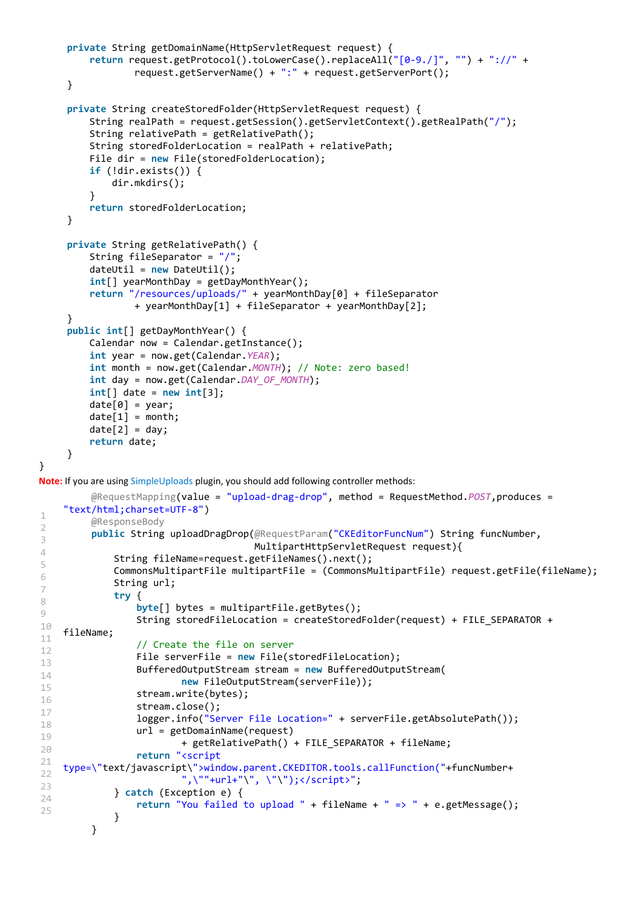```java
    private String getDomainName(HttpServletRequest request) {
        return request.getProtocol().toLowerCase().replaceAll("[0-9./]", "") + "://" +
                request.getServerName() + ":" + request.getServerPort();
    }

    private String createStoredFolder(HttpServletRequest request) {
        String realPath = request.getSession().getServletContext().getRealPath("/");
        String relativePath = getRelativePath();
        String storedFolderLocation = realPath + relativePath;
        File dir = new File(storedFolderLocation);
        if (!dir.exists()) {
            dir.mkdirs();
        }
        return storedFolderLocation;
    }

    private String getRelativePath() {
        String fileSeparator = "/";
        dateUtil = new DateUtil();
        int[] yearMonthDay = getDayMonthYear();
        return "/resources/uploads/" + yearMonthDay[0] + fileSeparator
                + yearMonthDay[1] + fileSeparator + yearMonthDay[2];
    }
    public int[] getDayMonthYear() {
        Calendar now = Calendar.getInstance();
        int year = now.get(Calendar.YEAR);
        int month = now.get(Calendar.MONTH); // Note: zero based!
        int day = now.get(Calendar.DAY_OF_MONTH);
        int[] date = new int[3];
        date[0] = year;
        date[1] = month;
        date[2] = day;
        return date;
    }
}
```

**Note:** If you are using SimpleUploads plugin, you should add following controller methods:

```java
    @RequestMapping(value = "upload-drag-drop", method = RequestMethod.POST,produces =
"text/html;charset=UTF-8")
    @ResponseBody
    public String uploadDragDrop(@RequestParam("CKEditorFuncNum") String funcNumber,
                                 MultipartHttpServletRequest request){
        String fileName=request.getFileNames().next();
        CommonsMultipartFile multipartFile = (CommonsMultipartFile) request.getFile(fileName);
        String url;
        try {
            byte[] bytes = multipartFile.getBytes();
            String storedFileLocation = createStoredFolder(request) + FILE_SEPARATOR +
fileName;
            // Create the file on server
            File serverFile = new File(storedFileLocation);
            BufferedOutputStream stream = new BufferedOutputStream(
                    new FileOutputStream(serverFile));
            stream.write(bytes);
            stream.close();
            logger.info("Server File Location=" + serverFile.getAbsolutePath());
            url = getDomainName(request)
                    + getRelativePath() + FILE_SEPARATOR + fileName;
            return "<script
type=\"text/javascript\">window.parent.CKEDITOR.tools.callFunction("+funcNumber+
                    ",\""+url+"\", \"\");</script>";
        } catch (Exception e) {
            return "You failed to upload " + fileName + " => " + e.getMessage();
        }
    }
```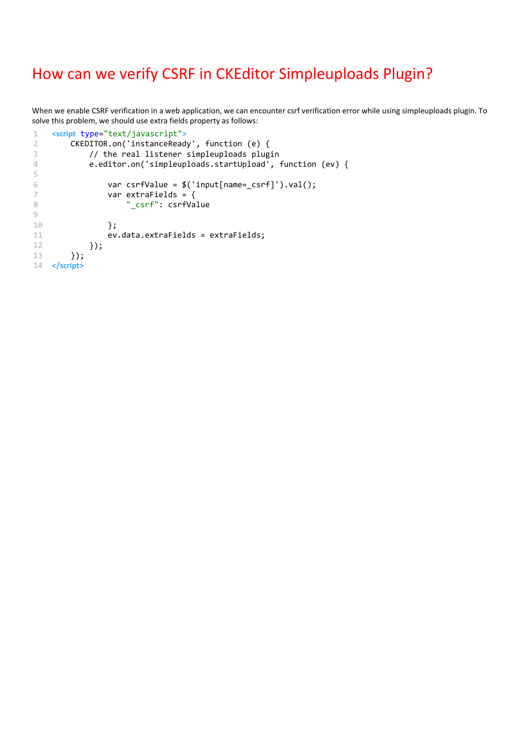# How can we verify CSRF in CKEditor Simpleuploads Plugin?

When we enable CSRF verification in a web application, we can encounter csrf verification error while using simpleuploads plugin. To solve this problem, we should use extra fields property as follows:

```
<script type="text/javascript">
    CKEDITOR.on('instanceReady', function (e) {
        // the real listener simpleuploads plugin
        e.editor.on('simpleuploads.startUpload', function (ev) {

            var csrfValue = $('input[name=_csrf]').val();
            var extraFields = {
                "_csrf": csrfValue

            };
            ev.data.extraFields = extraFields;
        });
    });
</script>
```